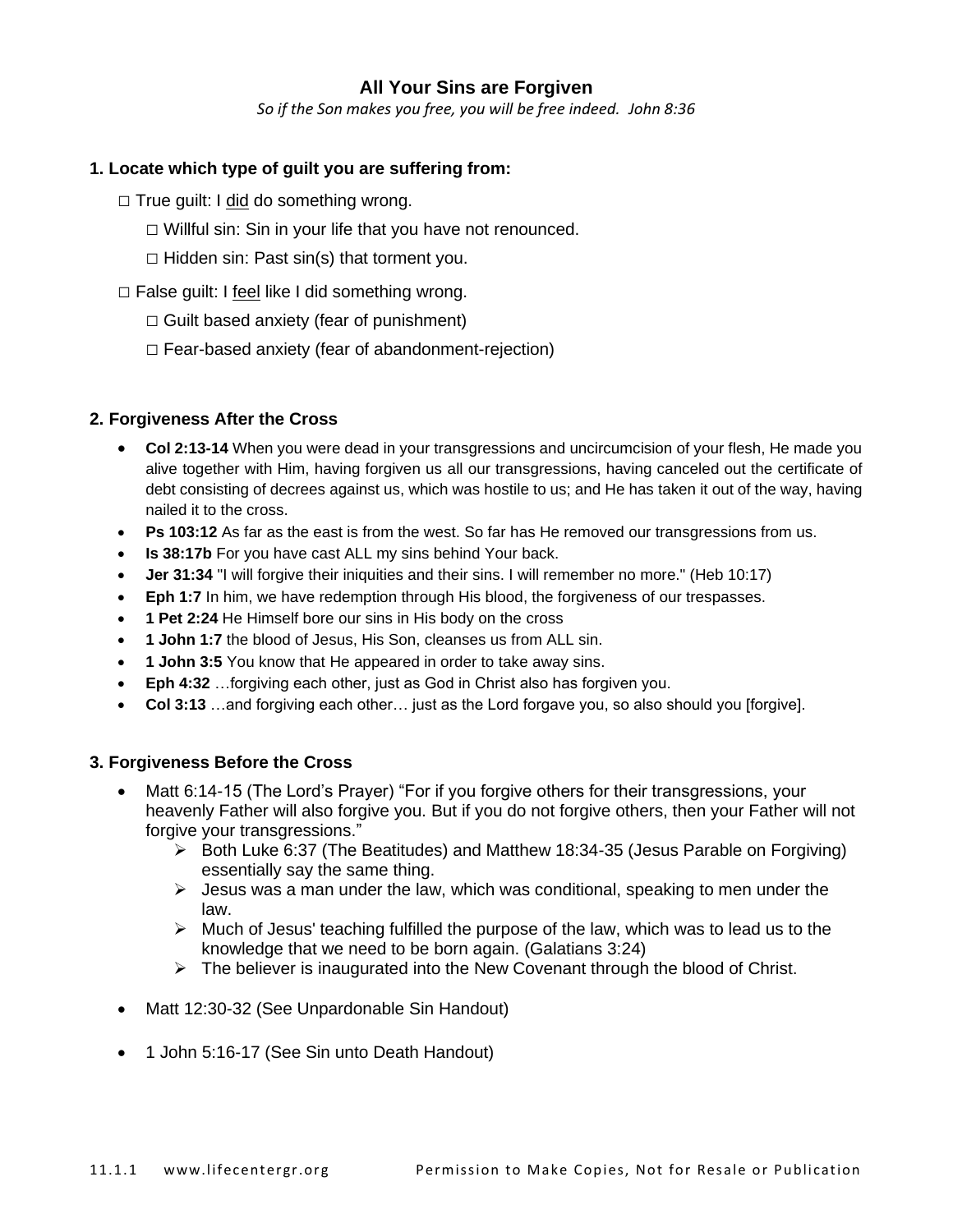# All Your Sins are Forgiven

*So if the Son makes you free, you will be free indeed. John 8:36*

### 1. Locate which type of guilt you are suffering from:

- □ True guilt: I <u>did</u> do something wrong.
  - □ Willful sin: Sin in your life that you have not renounced.
  - □ Hidden sin: Past sin(s) that torment you.
- □ False guilt: I <u>feel</u> like I did something wrong.
  - □ Guilt based anxiety (fear of punishment)
  - □ Fear-based anxiety (fear of abandonment-rejection)

### 2. Forgiveness After the Cross

- **Col 2:13-14** When you were dead in your transgressions and uncircumcision of your flesh, He made you alive together with Him, having forgiven us all our transgressions, having canceled out the certificate of debt consisting of decrees against us, which was hostile to us; and He has taken it out of the way, having nailed it to the cross.
- **Ps 103:12** As far as the east is from the west. So far has He removed our transgressions from us.
- **Is 38:17b** For you have cast ALL my sins behind Your back.
- **Jer 31:34** "I will forgive their iniquities and their sins. I will remember no more." (Heb 10:17)
- **Eph 1:7** In him, we have redemption through His blood, the forgiveness of our trespasses.
- **1 Pet 2:24** He Himself bore our sins in His body on the cross
- **1 John 1:7** the blood of Jesus, His Son, cleanses us from ALL sin.
- **1 John 3:5** You know that He appeared in order to take away sins.
- **Eph 4:32** …forgiving each other, just as God in Christ also has forgiven you.
- **Col 3:13** …and forgiving each other… just as the Lord forgave you, so also should you [forgive].

### 3. Forgiveness Before the Cross

- Matt 6:14-15 (The Lord's Prayer) "For if you forgive others for their transgressions, your heavenly Father will also forgive you. But if you do not forgive others, then your Father will not forgive your transgressions."
  - Both Luke 6:37 (The Beatitudes) and Matthew 18:34-35 (Jesus Parable on Forgiving) essentially say the same thing.
  - Jesus was a man under the law, which was conditional, speaking to men under the law.
  - Much of Jesus' teaching fulfilled the purpose of the law, which was to lead us to the knowledge that we need to be born again. (Galatians 3:24)
  - The believer is inaugurated into the New Covenant through the blood of Christ.
- Matt 12:30-32 (See Unpardonable Sin Handout)
- 1 John 5:16-17 (See Sin unto Death Handout)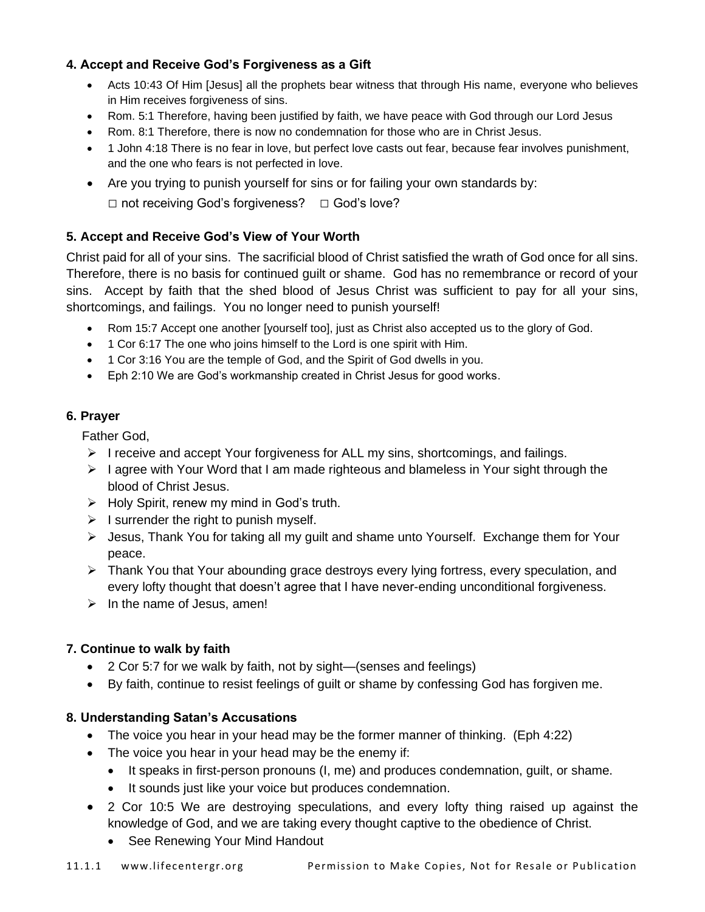#### 4. Accept and Receive God's Forgiveness as a Gift

- Acts 10:43 Of Him [Jesus] all the prophets bear witness that through His name, everyone who believes in Him receives forgiveness of sins.
- Rom. 5:1 Therefore, having been justified by faith, we have peace with God through our Lord Jesus
- Rom. 8:1 Therefore, there is now no condemnation for those who are in Christ Jesus.
- 1 John 4:18 There is no fear in love, but perfect love casts out fear, because fear involves punishment, and the one who fears is not perfected in love.
- Are you trying to punish yourself for sins or for failing your own standards by:

  □ not receiving God's forgiveness? □ God's love?

#### 5. Accept and Receive God's View of Your Worth

Christ paid for all of your sins. The sacrificial blood of Christ satisfied the wrath of God once for all sins. Therefore, there is no basis for continued guilt or shame. God has no remembrance or record of your sins. Accept by faith that the shed blood of Jesus Christ was sufficient to pay for all your sins, shortcomings, and failings. You no longer need to punish yourself!

- Rom 15:7 Accept one another [yourself too], just as Christ also accepted us to the glory of God.
- 1 Cor 6:17 The one who joins himself to the Lord is one spirit with Him.
- 1 Cor 3:16 You are the temple of God, and the Spirit of God dwells in you.
- Eph 2:10 We are God's workmanship created in Christ Jesus for good works.

#### 6. Prayer

Father God,

- I receive and accept Your forgiveness for ALL my sins, shortcomings, and failings.
- I agree with Your Word that I am made righteous and blameless in Your sight through the blood of Christ Jesus.
- Holy Spirit, renew my mind in God's truth.
- I surrender the right to punish myself.
- Jesus, Thank You for taking all my guilt and shame unto Yourself. Exchange them for Your peace.
- Thank You that Your abounding grace destroys every lying fortress, every speculation, and every lofty thought that doesn't agree that I have never-ending unconditional forgiveness.
- In the name of Jesus, amen!

#### 7. Continue to walk by faith

- 2 Cor 5:7 for we walk by faith, not by sight—(senses and feelings)
- By faith, continue to resist feelings of guilt or shame by confessing God has forgiven me.

#### 8. Understanding Satan's Accusations

- The voice you hear in your head may be the former manner of thinking. (Eph 4:22)
- The voice you hear in your head may be the enemy if:
  - It speaks in first-person pronouns (I, me) and produces condemnation, guilt, or shame.
  - It sounds just like your voice but produces condemnation.
- 2 Cor 10:5 We are destroying speculations, and every lofty thing raised up against the knowledge of God, and we are taking every thought captive to the obedience of Christ.
  - See Renewing Your Mind Handout

11.1.1 www.lifecentergr.org Permission to Make Copies, Not for Resale or Publication